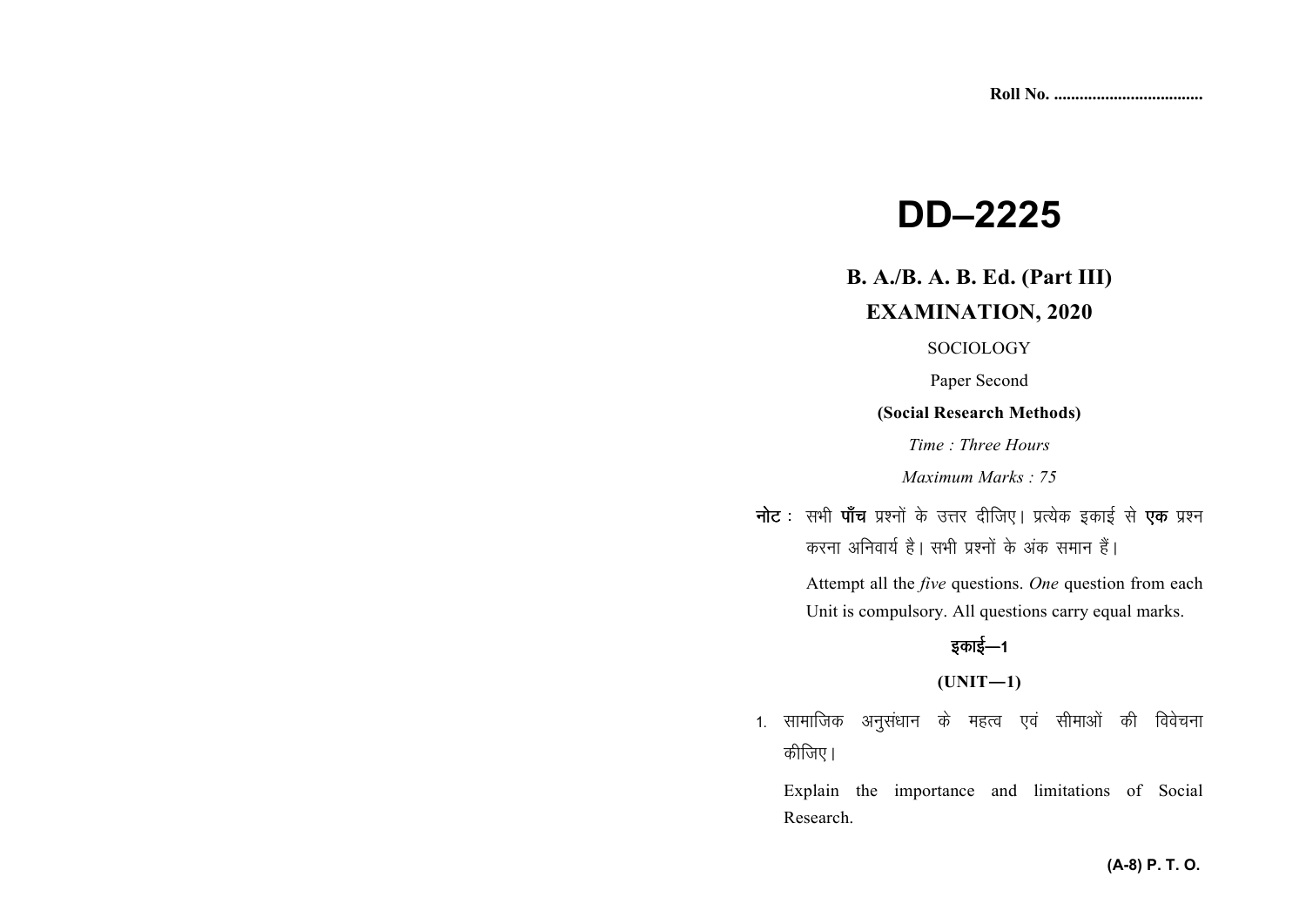Roll No. ..................................

# DD–2225

## B. A./B. A. B. Ed. (Part III)

## EXAMINATION, 2020

SOCIOLOGY

Paper Second

**(Social Research Methods)**

*Time : Three Hours*

*Maximum Marks : 75*

**नोट :** सभी **पाँच** प्रश्नों के उत्तर दीजिए। प्रत्येक इकाई से **एक** प्रश्न करना अनिवार्य है। सभी प्रश्नों के अंक समान हैं।

Attempt all the *five* questions. *One* question from each Unit is compulsory. All questions carry equal marks.

**इकाई—1**

**(UNIT—1)**

1. सामाजिक अनुसंधान के महत्व एवं सीमाओं की विवेचना कीजिए।

   Explain the importance and limitations of Social Research.

**(A-8) P. T. O.**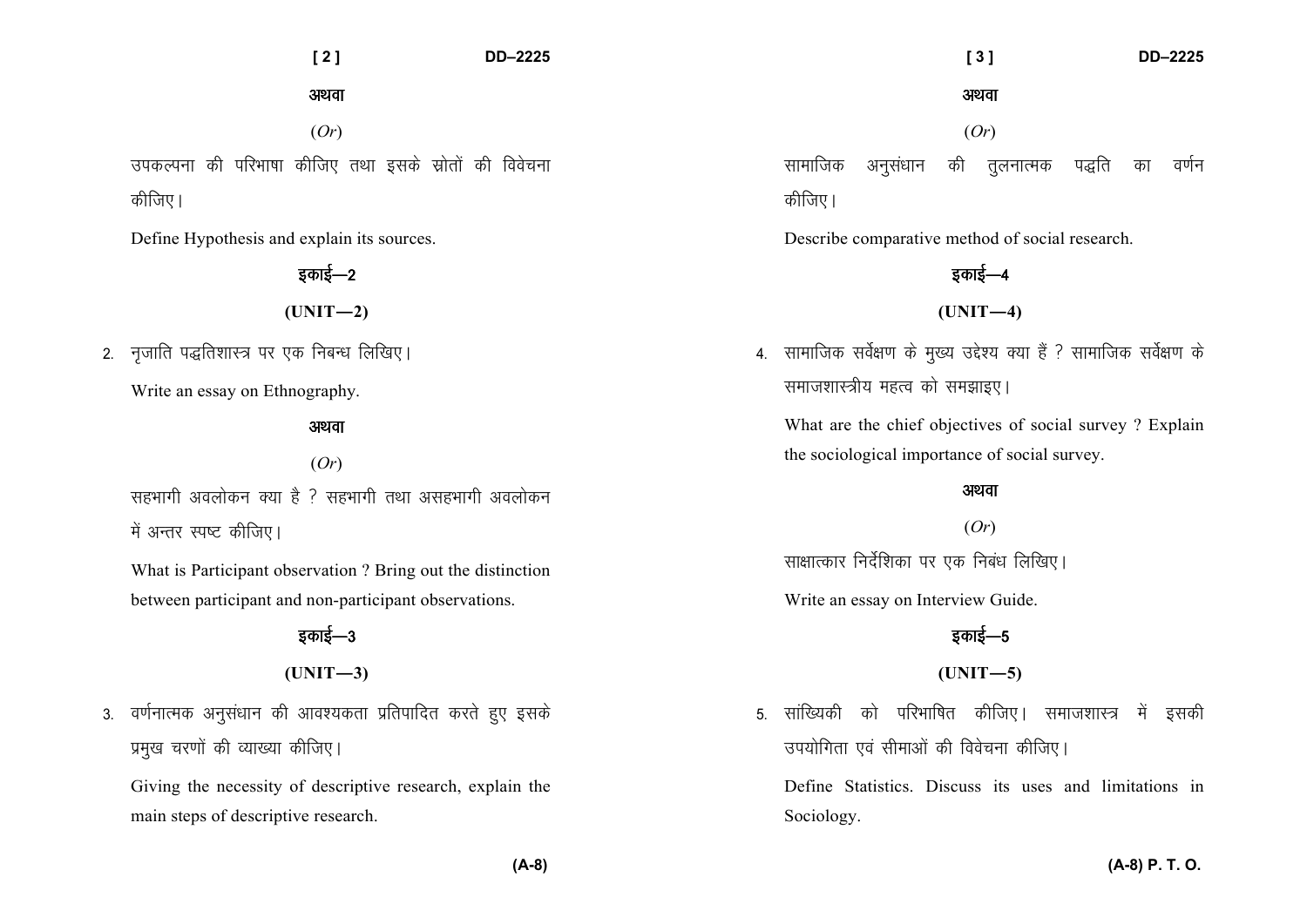अथवा

(*Or*)

उपकल्पना की परिभाषा कीजिए तथा इसके स्रोतों की विवेचना कीजिए।

Define Hypothesis and explain its sources.

### इकाई—2

### (UNIT—2)

2. नृजाति पद्धतिशास्त्र पर एक निबन्ध लिखिए।

   Write an essay on Ethnography.

अथवा

(*Or*)

सहभागी अवलोकन क्या है ? सहभागी तथा असहभागी अवलोकन में अन्तर स्पष्ट कीजिए।

What is Participant observation ? Bring out the distinction between participant and non-participant observations.

### इकाई—3

### (UNIT—3)

3. वर्णनात्मक अनुसंधान की आवश्यकता प्रतिपादित करते हुए इसके प्रमुख चरणों की व्याख्या कीजिए।

   Giving the necessity of descriptive research, explain the main steps of descriptive research.

अथवा

(*Or*)

सामाजिक अनुसंधान की तुलनात्मक पद्धति का वर्णन कीजिए।

Describe comparative method of social research.

### इकाई—4

### (UNIT—4)

4. सामाजिक सर्वेक्षण के मुख्य उद्देश्य क्या हैं ? सामाजिक सर्वेक्षण के समाजशास्त्रीय महत्व को समझाइए।

   What are the chief objectives of social survey ? Explain the sociological importance of social survey.

अथवा

(*Or*)

साक्षात्कार निर्देशिका पर एक निबंध लिखिए।

Write an essay on Interview Guide.

### इकाई—5

### (UNIT—5)

5. सांख्यिकी को परिभाषित कीजिए। समाजशास्त्र में इसकी उपयोगिता एवं सीमाओं की विवेचना कीजिए।

   Define Statistics. Discuss its uses and limitations in Sociology.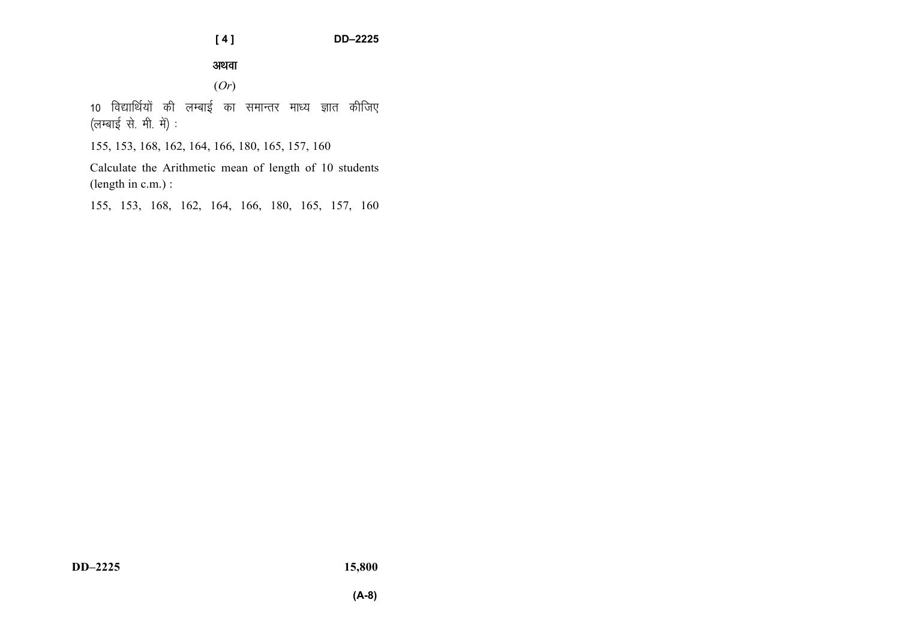अथवा

(*Or*)

10 विद्यार्थियों की लम्बाई का समान्तर माध्य ज्ञात कीजिए (लम्बाई से. मी. में) :

155, 153, 168, 162, 164, 166, 180, 165, 157, 160

Calculate the Arithmetic mean of length of 10 students (length in c.m.) :

155, 153, 168, 162, 164, 166, 180, 165, 157, 160